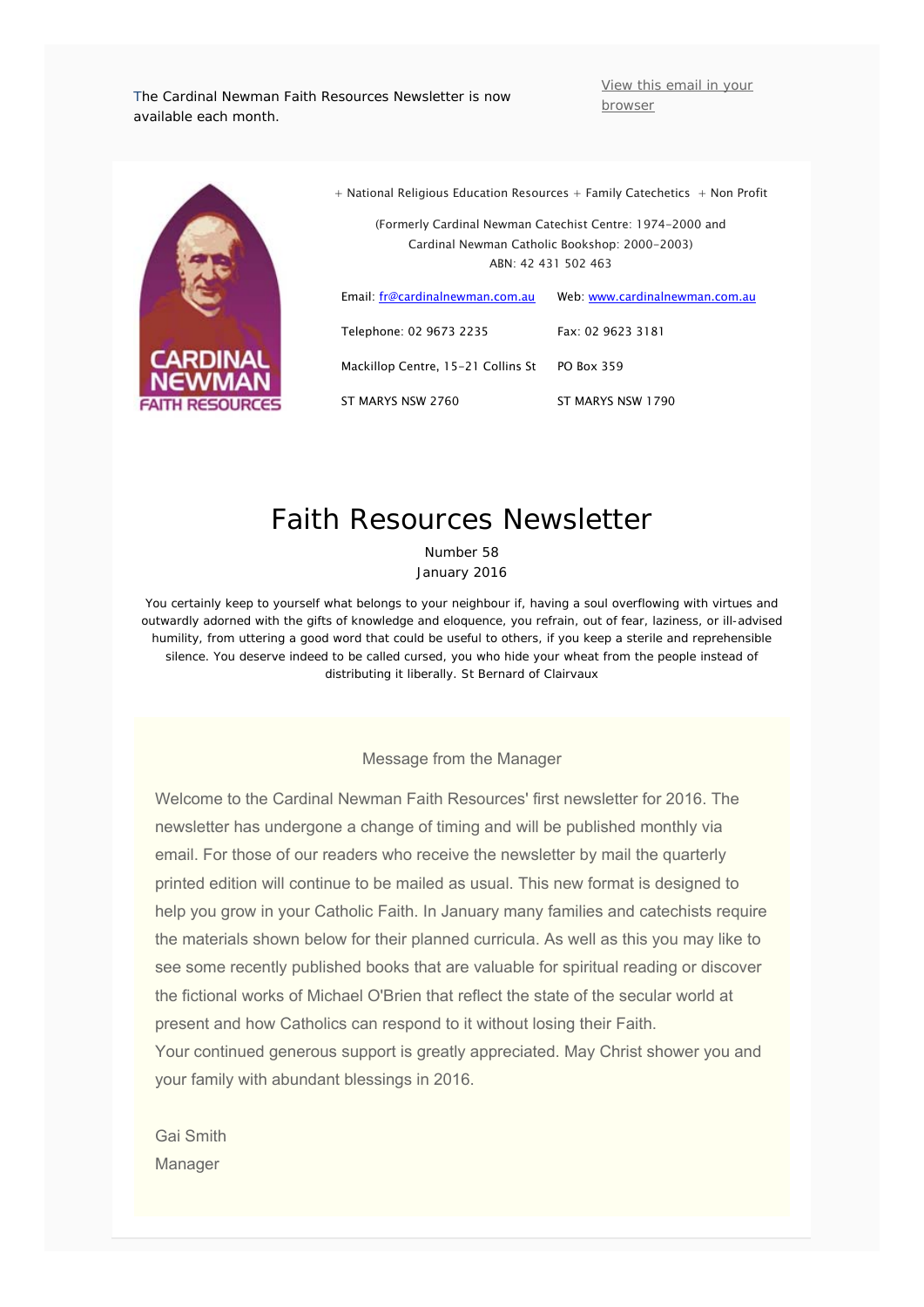The Cardinal Newman Faith Resources Newsletter is now available each month.

View this email in your browser

+ National Religious Education Resources + Family Catechetics + Non Profit

(Formerly Cardinal Newman Catechist Centre: 1974-2000 and Cardinal Newman Catholic Bookshop: 2000-2003)
ABN: 42 431 502 463

| | |
|---|---|
| Email: fr@cardinalnewman.com.au | Web: www.cardinalnewman.com.au |
| Telephone: 02 9673 2235 | Fax: 02 9623 3181 |
| Mackillop Centre, 15-21 Collins St | PO Box 359 |
| ST MARYS NSW 2760 | ST MARYS NSW 1790 |

# Faith Resources Newsletter

Number 58
January 2016

You certainly keep to yourself what belongs to your neighbour if, having a soul overflowing with virtues and outwardly adorned with the gifts of knowledge and eloquence, you refrain, out of fear, laziness, or ill-advised humility, from uttering a good word that could be useful to others, if you keep a sterile and reprehensible silence. You deserve indeed to be called cursed, you who hide your wheat from the people instead of distributing it liberally. St Bernard of Clairvaux

## Message from the Manager

Welcome to the Cardinal Newman Faith Resources' first newsletter for 2016. The newsletter has undergone a change of timing and will be published monthly via email. For those of our readers who receive the newsletter by mail the quarterly printed edition will continue to be mailed as usual. This new format is designed to help you grow in your Catholic Faith. In January many families and catechists require the materials shown below for their planned curricula. As well as this you may like to see some recently published books that are valuable for spiritual reading or discover the fictional works of Michael O'Brien that reflect the state of the secular world at present and how Catholics can respond to it without losing their Faith.
Your continued generous support is greatly appreciated. May Christ shower you and your family with abundant blessings in 2016.

Gai Smith
Manager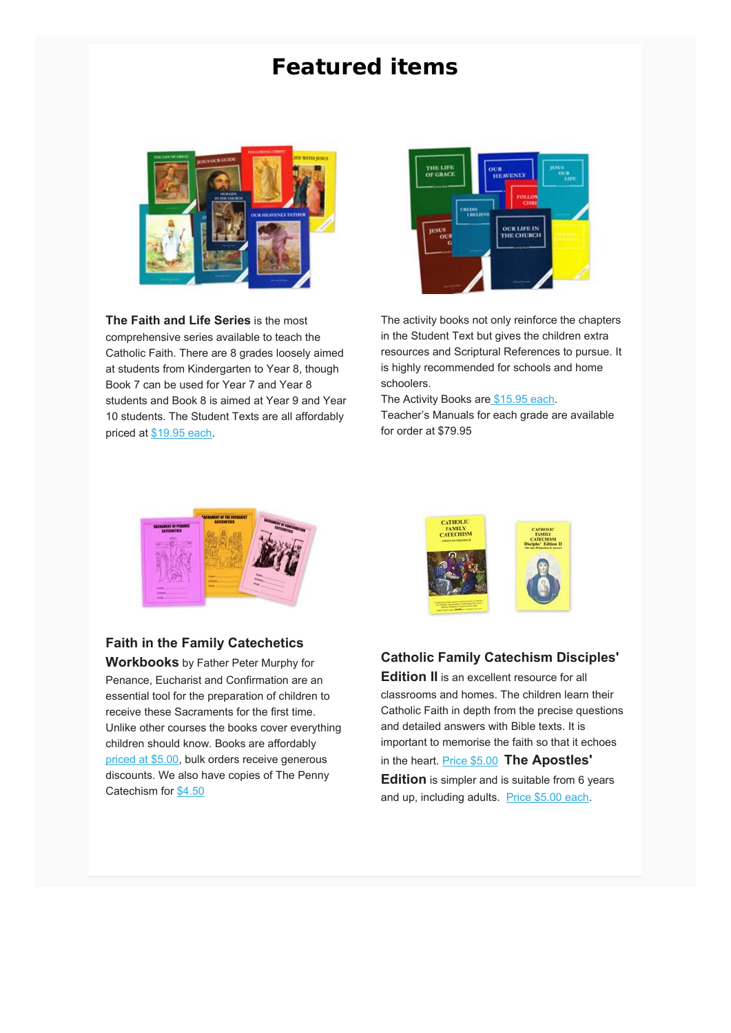# Featured items

**The Faith and Life Series** is the most comprehensive series available to teach the Catholic Faith. There are 8 grades loosely aimed at students from Kindergarten to Year 8, though Book 7 can be used for Year 7 and Year 8 students and Book 8 is aimed at Year 9 and Year 10 students. The Student Texts are all affordably priced at $19.95 each.

The activity books not only reinforce the chapters in the Student Text but gives the children extra resources and Scriptural References to pursue. It is highly recommended for schools and home schoolers.
The Activity Books are $15.95 each.
Teacher's Manuals for each grade are available for order at $79.95

**Faith in the Family Catechetics Workbooks** by Father Peter Murphy for Penance, Eucharist and Confirmation are an essential tool for the preparation of children to receive these Sacraments for the first time. Unlike other courses the books cover everything children should know. Books are affordably priced at $5.00, bulk orders receive generous discounts. We also have copies of The Penny Catechism for $4.50

**Catholic Family Catechism Disciples' Edition II** is an excellent resource for all classrooms and homes. The children learn their Catholic Faith in depth from the precise questions and detailed answers with Bible texts. It is important to memorise the faith so that it echoes in the heart. Price $5.00 **The Apostles' Edition** is simpler and is suitable from 6 years and up, including adults. Price $5.00 each.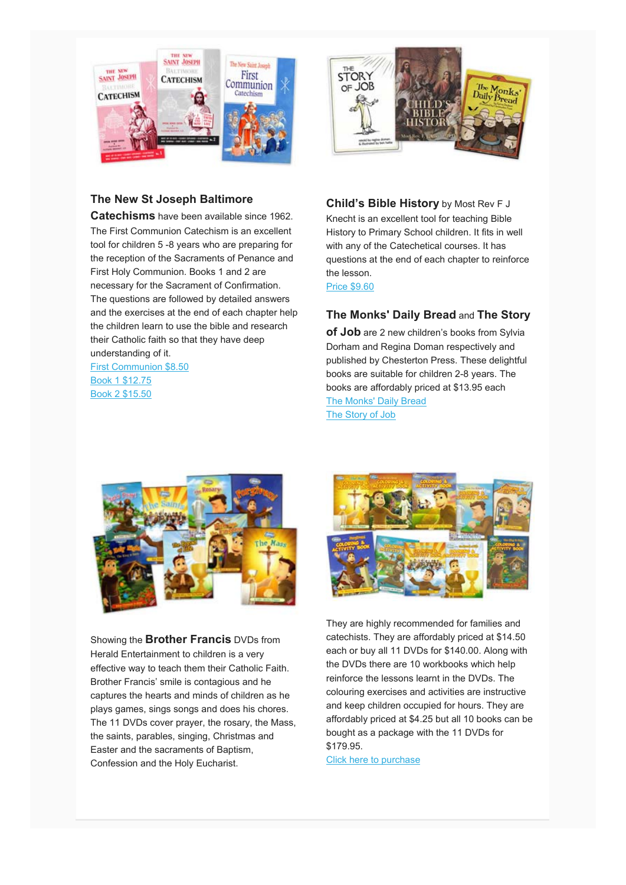**The New St Joseph Baltimore Catechisms** have been available since 1962. The First Communion Catechism is an excellent tool for children 5 -8 years who are preparing for the reception of the Sacraments of Penance and First Holy Communion. Books 1 and 2 are necessary for the Sacrament of Confirmation. The questions are followed by detailed answers and the exercises at the end of each chapter help the children learn to use the bible and research their Catholic faith so that they have deep understanding of it.

First Communion $8.50
Book 1 $12.75
Book 2 $15.50

**Child's Bible History** by Most Rev F J Knecht is an excellent tool for teaching Bible History to Primary School children. It fits in well with any of the Catechetical courses. It has questions at the end of each chapter to reinforce the lesson.

Price $9.60

**The Monks' Daily Bread** and **The Story of Job** are 2 new children's books from Sylvia Dorham and Regina Doman respectively and published by Chesterton Press. These delightful books are suitable for children 2-8 years. The books are affordably priced at $13.95 each

The Monks' Daily Bread
The Story of Job

Showing the **Brother Francis** DVDs from Herald Entertainment to children is a very effective way to teach them their Catholic Faith. Brother Francis' smile is contagious and he captures the hearts and minds of children as he plays games, sings songs and does his chores. The 11 DVDs cover prayer, the rosary, the Mass, the saints, parables, singing, Christmas and Easter and the sacraments of Baptism, Confession and the Holy Eucharist.

They are highly recommended for families and catechists. They are affordably priced at $14.50 each or buy all 11 DVDs for $140.00. Along with the DVDs there are 10 workbooks which help reinforce the lessons learnt in the DVDs. The colouring exercises and activities are instructive and keep children occupied for hours. They are affordably priced at $4.25 but all 10 books can be bought as a package with the 11 DVDs for $179.95.

Click here to purchase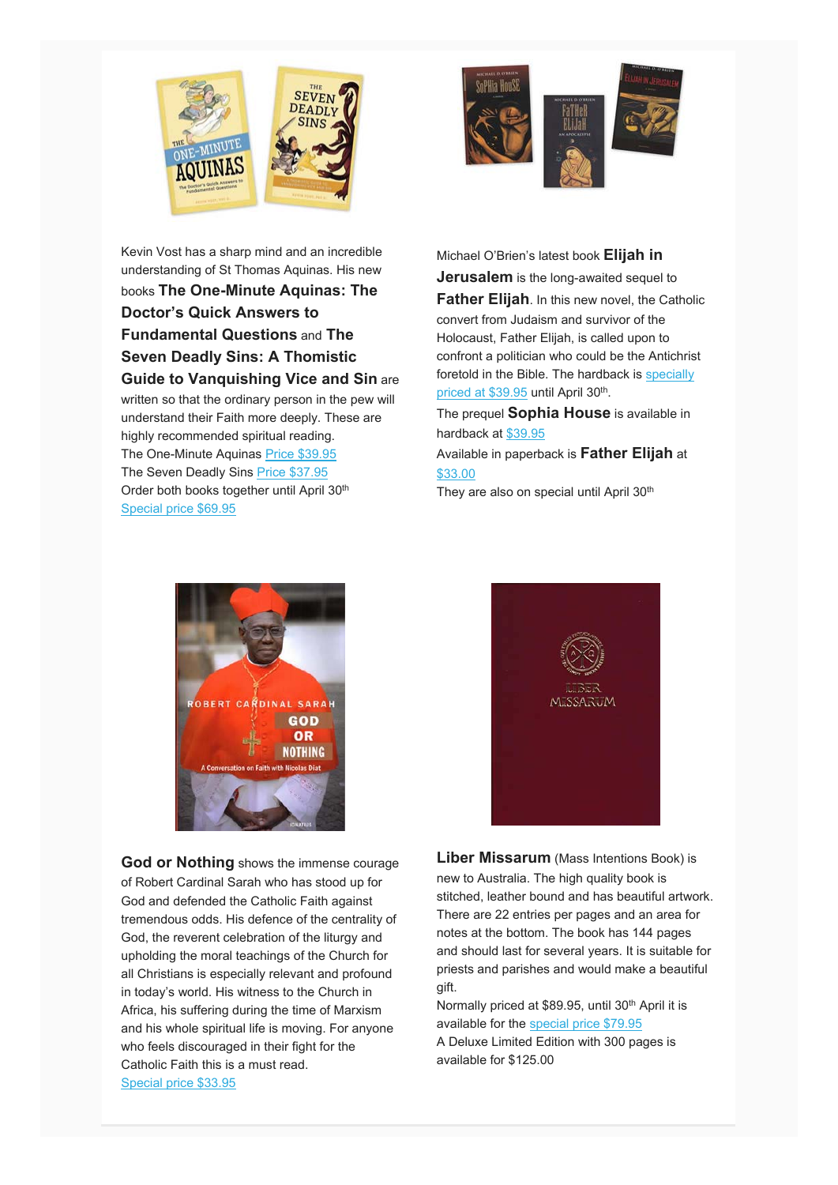Kevin Vost has a sharp mind and an incredible understanding of St Thomas Aquinas. His new books **The One-Minute Aquinas: The Doctor's Quick Answers to Fundamental Questions** and **The Seven Deadly Sins: A Thomistic Guide to Vanquishing Vice and Sin** are written so that the ordinary person in the pew will understand their Faith more deeply. These are highly recommended spiritual reading.

The One-Minute Aquinas Price $39.95

The Seven Deadly Sins Price $37.95

Order both books together until April 30th

Special price $69.95

Michael O'Brien's latest book **Elijah in Jerusalem** is the long-awaited sequel to **Father Elijah**. In this new novel, the Catholic convert from Judaism and survivor of the Holocaust, Father Elijah, is called upon to confront a politician who could be the Antichrist foretold in the Bible. The hardback is specially priced at $39.95 until April 30th.

The prequel **Sophia House** is available in hardback at $39.95

Available in paperback is **Father Elijah** at $33.00

They are also on special until April 30th

**God or Nothing** shows the immense courage of Robert Cardinal Sarah who has stood up for God and defended the Catholic Faith against tremendous odds. His defence of the centrality of God, the reverent celebration of the liturgy and upholding the moral teachings of the Church for all Christians is especially relevant and profound in today's world. His witness to the Church in Africa, his suffering during the time of Marxism and his whole spiritual life is moving. For anyone who feels discouraged in their fight for the Catholic Faith this is a must read.

Special price $33.95

**Liber Missarum** (Mass Intentions Book) is new to Australia. The high quality book is stitched, leather bound and has beautiful artwork. There are 22 entries per pages and an area for notes at the bottom. The book has 144 pages and should last for several years. It is suitable for priests and parishes and would make a beautiful gift.

Normally priced at $89.95, until 30th April it is available for the special price $79.95

A Deluxe Limited Edition with 300 pages is available for $125.00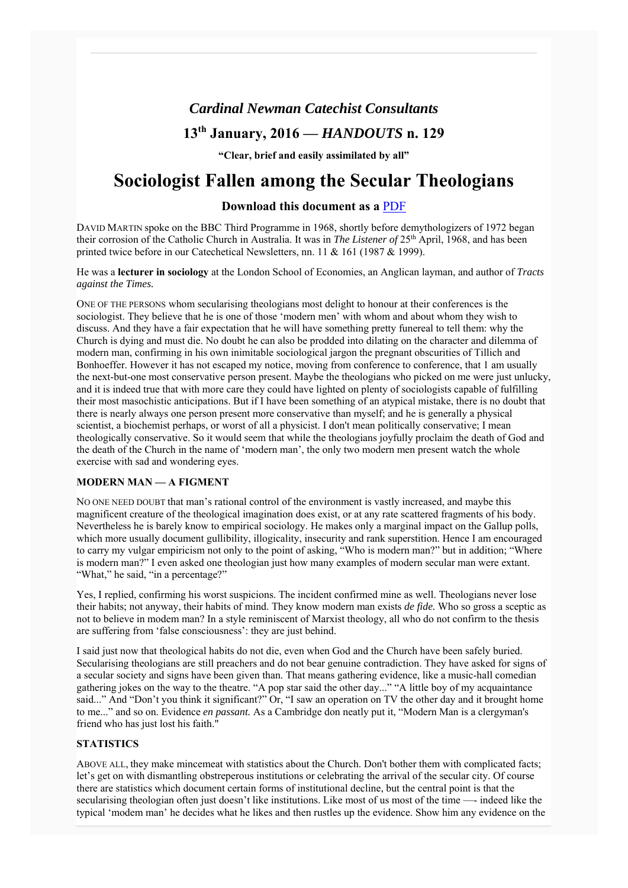## *Cardinal Newman Catechist Consultants*

## 13th January, 2016 — *HANDOUTS* n. 129

**"Clear, brief and easily assimilated by all"**

# Sociologist Fallen among the Secular Theologians

### Download this document as a PDF

DAVID MARTIN spoke on the BBC Third Programme in 1968, shortly before demythologizers of 1972 began their corrosion of the Catholic Church in Australia. It was in *The Listener of* 25th April, 1968, and has been printed twice before in our Catechetical Newsletters, nn. 11 & 161 (1987 & 1999).

He was a **lecturer in sociology** at the London School of Economies, an Anglican layman, and author of *Tracts against the Times.*

ONE OF THE PERSONS whom secularising theologians most delight to honour at their conferences is the sociologist. They believe that he is one of those 'modern men' with whom and about whom they wish to discuss. And they have a fair expectation that he will have something pretty funereal to tell them: why the Church is dying and must die. No doubt he can also be prodded into dilating on the character and dilemma of modern man, confirming in his own inimitable sociological jargon the pregnant obscurities of Tillich and Bonhoeffer. However it has not escaped my notice, moving from conference to conference, that 1 am usually the next-but-one most conservative person present. Maybe the theologians who picked on me were just unlucky, and it is indeed true that with more care they could have lighted on plenty of sociologists capable of fulfilling their most masochistic anticipations. But if I have been something of an atypical mistake, there is no doubt that there is nearly always one person present more conservative than myself; and he is generally a physical scientist, a biochemist perhaps, or worst of all a physicist. I don't mean politically conservative; I mean theologically conservative. So it would seem that while the theologians joyfully proclaim the death of God and the death of the Church in the name of 'modern man', the only two modern men present watch the whole exercise with sad and wondering eyes.

#### MODERN MAN — A FIGMENT

NO ONE NEED DOUBT that man's rational control of the environment is vastly increased, and maybe this magnificent creature of the theological imagination does exist, or at any rate scattered fragments of his body. Nevertheless he is barely know to empirical sociology. He makes only a marginal impact on the Gallup polls, which more usually document gullibility, illogicality, insecurity and rank superstition. Hence I am encouraged to carry my vulgar empiricism not only to the point of asking, "Who is modern man?" but in addition; "Where is modern man?" I even asked one theologian just how many examples of modern secular man were extant. "What," he said, "in a percentage?"

Yes, I replied, confirming his worst suspicions. The incident confirmed mine as well. Theologians never lose their habits; not anyway, their habits of mind. They know modern man exists *de fide.* Who so gross a sceptic as not to believe in modem man? In a style reminiscent of Marxist theology, all who do not confirm to the thesis are suffering from 'false consciousness': they are just behind.

I said just now that theological habits do not die, even when God and the Church have been safely buried. Secularising theologians are still preachers and do not bear genuine contradiction. They have asked for signs of a secular society and signs have been given than. That means gathering evidence, like a music-hall comedian gathering jokes on the way to the theatre. "A pop star said the other day..." "A little boy of my acquaintance said..." And "Don't you think it significant?" Or, "I saw an operation on TV the other day and it brought home to me..." and so on. Evidence *en passant.* As a Cambridge don neatly put it, "Modern Man is a clergyman's friend who has just lost his faith."

#### STATISTICS

ABOVE ALL, they make mincemeat with statistics about the Church. Don't bother them with complicated facts; let's get on with dismantling obstreperous institutions or celebrating the arrival of the secular city. Of course there are statistics which document certain forms of institutional decline, but the central point is that the secularising theologian often just doesn't like institutions. Like most of us most of the time —- indeed like the typical 'modem man' he decides what he likes and then rustles up the evidence. Show him any evidence on the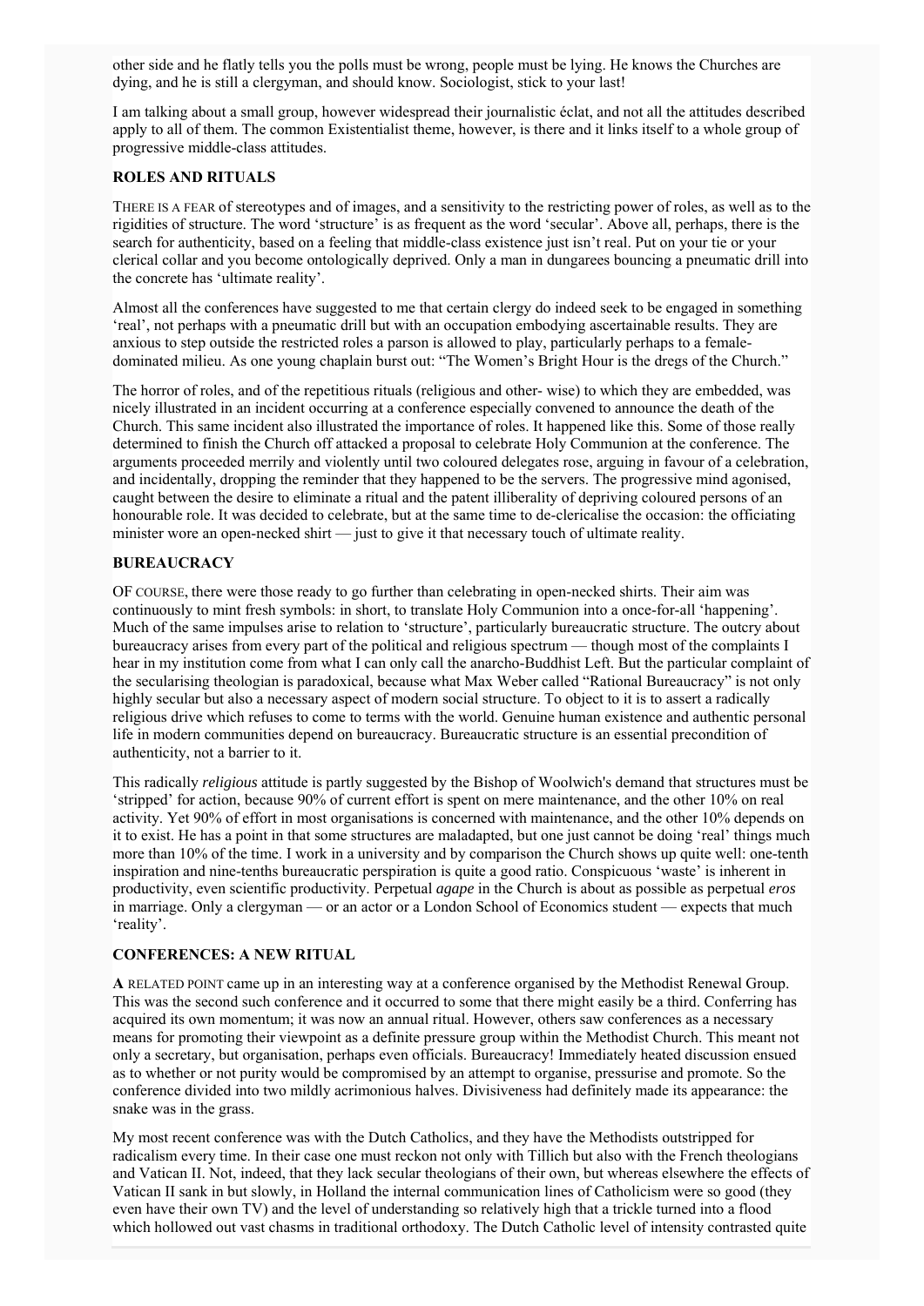other side and he flatly tells you the polls must be wrong, people must be lying. He knows the Churches are dying, and he is still a clergyman, and should know. Sociologist, stick to your last!

I am talking about a small group, however widespread their journalistic éclat, and not all the attitudes described apply to all of them. The common Existentialist theme, however, is there and it links itself to a whole group of progressive middle-class attitudes.

### ROLES AND RITUALS

THERE IS A FEAR of stereotypes and of images, and a sensitivity to the restricting power of roles, as well as to the rigidities of structure. The word 'structure' is as frequent as the word 'secular'. Above all, perhaps, there is the search for authenticity, based on a feeling that middle-class existence just isn't real. Put on your tie or your clerical collar and you become ontologically deprived. Only a man in dungarees bouncing a pneumatic drill into the concrete has 'ultimate reality'.

Almost all the conferences have suggested to me that certain clergy do indeed seek to be engaged in something 'real', not perhaps with a pneumatic drill but with an occupation embodying ascertainable results. They are anxious to step outside the restricted roles a parson is allowed to play, particularly perhaps to a female-dominated milieu. As one young chaplain burst out: "The Women's Bright Hour is the dregs of the Church."

The horror of roles, and of the repetitious rituals (religious and other- wise) to which they are embedded, was nicely illustrated in an incident occurring at a conference especially convened to announce the death of the Church. This same incident also illustrated the importance of roles. It happened like this. Some of those really determined to finish the Church off attacked a proposal to celebrate Holy Communion at the conference. The arguments proceeded merrily and violently until two coloured delegates rose, arguing in favour of a celebration, and incidentally, dropping the reminder that they happened to be the servers. The progressive mind agonised, caught between the desire to eliminate a ritual and the patent illiberality of depriving coloured persons of an honourable role. It was decided to celebrate, but at the same time to de-clericalise the occasion: the officiating minister wore an open-necked shirt — just to give it that necessary touch of ultimate reality.

### BUREAUCRACY

OF COURSE, there were those ready to go further than celebrating in open-necked shirts. Their aim was continuously to mint fresh symbols: in short, to translate Holy Communion into a once-for-all 'happening'. Much of the same impulses arise to relation to 'structure', particularly bureaucratic structure. The outcry about bureaucracy arises from every part of the political and religious spectrum — though most of the complaints I hear in my institution come from what I can only call the anarcho-Buddhist Left. But the particular complaint of the secularising theologian is paradoxical, because what Max Weber called "Rational Bureaucracy" is not only highly secular but also a necessary aspect of modern social structure. To object to it is to assert a radically religious drive which refuses to come to terms with the world. Genuine human existence and authentic personal life in modern communities depend on bureaucracy. Bureaucratic structure is an essential precondition of authenticity, not a barrier to it.

This radically *religious* attitude is partly suggested by the Bishop of Woolwich's demand that structures must be 'stripped' for action, because 90% of current effort is spent on mere maintenance, and the other 10% on real activity. Yet 90% of effort in most organisations is concerned with maintenance, and the other 10% depends on it to exist. He has a point in that some structures are maladapted, but one just cannot be doing 'real' things much more than 10% of the time. I work in a university and by comparison the Church shows up quite well: one-tenth inspiration and nine-tenths bureaucratic perspiration is quite a good ratio. Conspicuous 'waste' is inherent in productivity, even scientific productivity. Perpetual *agape* in the Church is about as possible as perpetual *eros* in marriage. Only a clergyman — or an actor or a London School of Economics student — expects that much 'reality'.

### CONFERENCES: A NEW RITUAL

**A** RELATED POINT came up in an interesting way at a conference organised by the Methodist Renewal Group. This was the second such conference and it occurred to some that there might easily be a third. Conferring has acquired its own momentum; it was now an annual ritual. However, others saw conferences as a necessary means for promoting their viewpoint as a definite pressure group within the Methodist Church. This meant not only a secretary, but organisation, perhaps even officials. Bureaucracy! Immediately heated discussion ensued as to whether or not purity would be compromised by an attempt to organise, pressurise and promote. So the conference divided into two mildly acrimonious halves. Divisiveness had definitely made its appearance: the snake was in the grass.

My most recent conference was with the Dutch Catholics, and they have the Methodists outstripped for radicalism every time. In their case one must reckon not only with Tillich but also with the French theologians and Vatican II. Not, indeed, that they lack secular theologians of their own, but whereas elsewhere the effects of Vatican II sank in but slowly, in Holland the internal communication lines of Catholicism were so good (they even have their own TV) and the level of understanding so relatively high that a trickle turned into a flood which hollowed out vast chasms in traditional orthodoxy. The Dutch Catholic level of intensity contrasted quite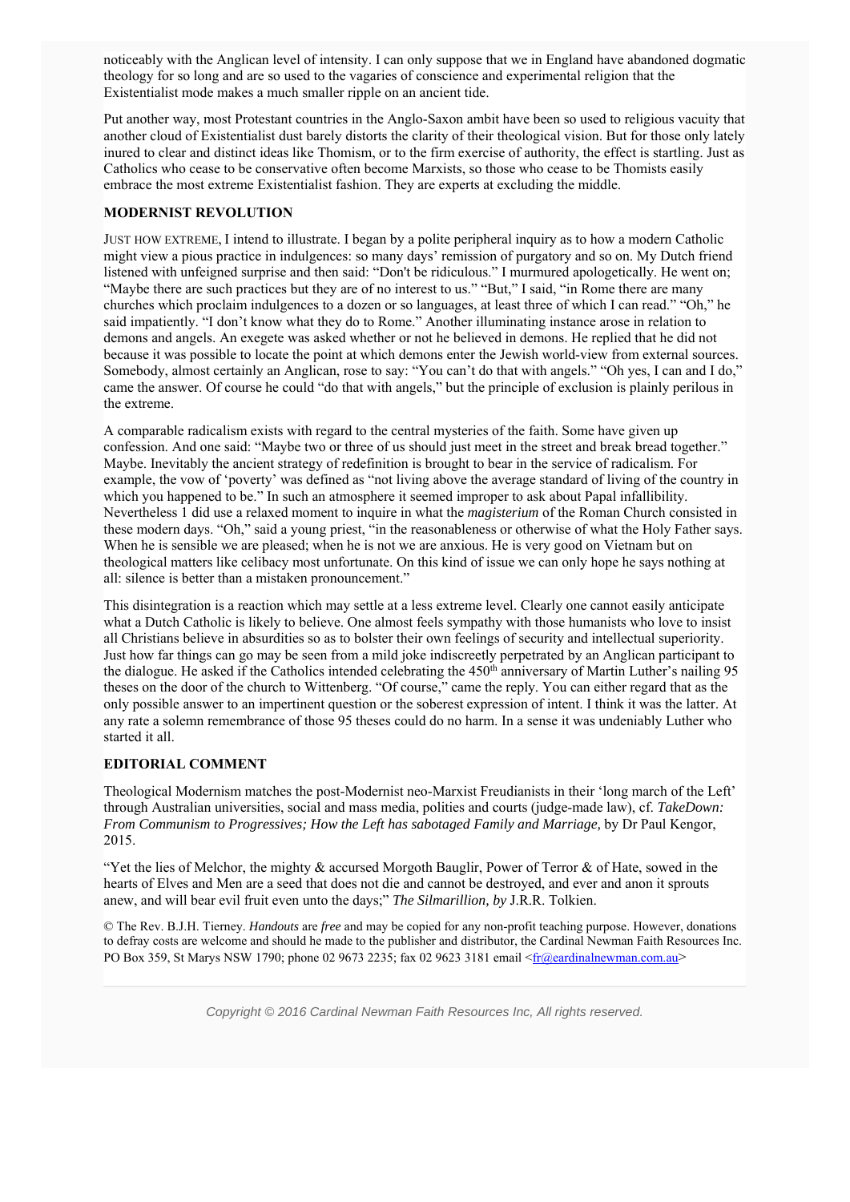noticeably with the Anglican level of intensity. I can only suppose that we in England have abandoned dogmatic theology for so long and are so used to the vagaries of conscience and experimental religion that the Existentialist mode makes a much smaller ripple on an ancient tide.

Put another way, most Protestant countries in the Anglo-Saxon ambit have been so used to religious vacuity that another cloud of Existentialist dust barely distorts the clarity of their theological vision. But for those only lately inured to clear and distinct ideas like Thomism, or to the firm exercise of authority, the effect is startling. Just as Catholics who cease to be conservative often become Marxists, so those who cease to be Thomists easily embrace the most extreme Existentialist fashion. They are experts at excluding the middle.

**MODERNIST REVOLUTION**

JUST HOW EXTREME, I intend to illustrate. I began by a polite peripheral inquiry as to how a modern Catholic might view a pious practice in indulgences: so many days' remission of purgatory and so on. My Dutch friend listened with unfeigned surprise and then said: "Don't be ridiculous." I murmured apologetically. He went on; "Maybe there are such practices but they are of no interest to us." "But," I said, "in Rome there are many churches which proclaim indulgences to a dozen or so languages, at least three of which I can read." "Oh," he said impatiently. "I don't know what they do to Rome." Another illuminating instance arose in relation to demons and angels. An exegete was asked whether or not he believed in demons. He replied that he did not because it was possible to locate the point at which demons enter the Jewish world-view from external sources. Somebody, almost certainly an Anglican, rose to say: "You can't do that with angels." "Oh yes, I can and I do," came the answer. Of course he could "do that with angels," but the principle of exclusion is plainly perilous in the extreme.

A comparable radicalism exists with regard to the central mysteries of the faith. Some have given up confession. And one said: "Maybe two or three of us should just meet in the street and break bread together." Maybe. Inevitably the ancient strategy of redefinition is brought to bear in the service of radicalism. For example, the vow of 'poverty' was defined as "not living above the average standard of living of the country in which you happened to be." In such an atmosphere it seemed improper to ask about Papal infallibility. Nevertheless 1 did use a relaxed moment to inquire in what the *magisterium* of the Roman Church consisted in these modern days. "Oh," said a young priest, "in the reasonableness or otherwise of what the Holy Father says. When he is sensible we are pleased; when he is not we are anxious. He is very good on Vietnam but on theological matters like celibacy most unfortunate. On this kind of issue we can only hope he says nothing at all: silence is better than a mistaken pronouncement."

This disintegration is a reaction which may settle at a less extreme level. Clearly one cannot easily anticipate what a Dutch Catholic is likely to believe. One almost feels sympathy with those humanists who love to insist all Christians believe in absurdities so as to bolster their own feelings of security and intellectual superiority. Just how far things can go may be seen from a mild joke indiscreetly perpetrated by an Anglican participant to the dialogue. He asked if the Catholics intended celebrating the 450th anniversary of Martin Luther's nailing 95 theses on the door of the church to Wittenberg. "Of course," came the reply. You can either regard that as the only possible answer to an impertinent question or the soberest expression of intent. I think it was the latter. At any rate a solemn remembrance of those 95 theses could do no harm. In a sense it was undeniably Luther who started it all.

**EDITORIAL COMMENT**

Theological Modernism matches the post-Modernist neo-Marxist Freudianists in their 'long march of the Left' through Australian universities, social and mass media, polities and courts (judge-made law), cf. *TakeDown: From Communism to Progressives; How the Left has sabotaged Family and Marriage,* by Dr Paul Kengor, 2015.

"Yet the lies of Melchor, the mighty & accursed Morgoth Bauglir, Power of Terror & of Hate, sowed in the hearts of Elves and Men are a seed that does not die and cannot be destroyed, and ever and anon it sprouts anew, and will bear evil fruit even unto the days;" *The Silmarillion, by* J.R.R. Tolkien.

© The Rev. B.J.H. Tierney. *Handouts* are *free* and may be copied for any non-profit teaching purpose. However, donations to defray costs are welcome and should he made to the publisher and distributor, the Cardinal Newman Faith Resources Inc. PO Box 359, St Marys NSW 1790; phone 02 9673 2235; fax 02 9623 3181 email <fr@eardinalnewman.com.au>

*Copyright © 2016 Cardinal Newman Faith Resources Inc, All rights reserved.*